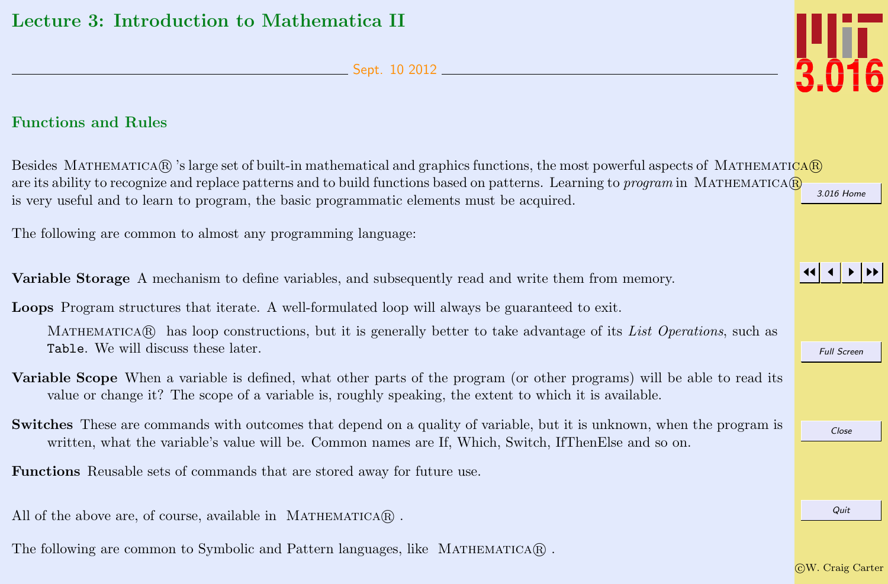# Lecture 3: Introduction to Mathematica II

Sept. 10 2012

## Functions and Rules

Besides MATHEMATICA® 's large set of built-in mathematical and graphics functions, the most powerful aspects of MATHEMATICA® are its ability to recognize and replace patterns and to build functions based on patterns. Learning to *program* in MATHEMATICA® is very useful and to learn to program, the basic programmatic elements must be acquired.

The following are common to almost any programming language:

**Variable Storage** A mechanism to define variables, and subsequently read and write them from memory.

**Loops** Program structures that iterate. A well-formulated loop will always be guaranteed to exit.

MATHEMATICA® has loop constructions, but it is generally better to take advantage of its *List Operations*, such as `Table`. We will discuss these later.

**Variable Scope** When a variable is defined, what other parts of the program (or other programs) will be able to read its value or change it? The scope of a variable is, roughly speaking, the extent to which it is available.

**Switches** These are commands with outcomes that depend on a quality of variable, but it is unknown, when the program is written, what the variable's value will be. Common names are If, Which, Switch, IfThenElse and so on.

**Functions** Reusable sets of commands that are stored away for future use.

All of the above are, of course, available in MATHEMATICA® .

The following are common to Symbolic and Pattern languages, like MATHEMATICA® .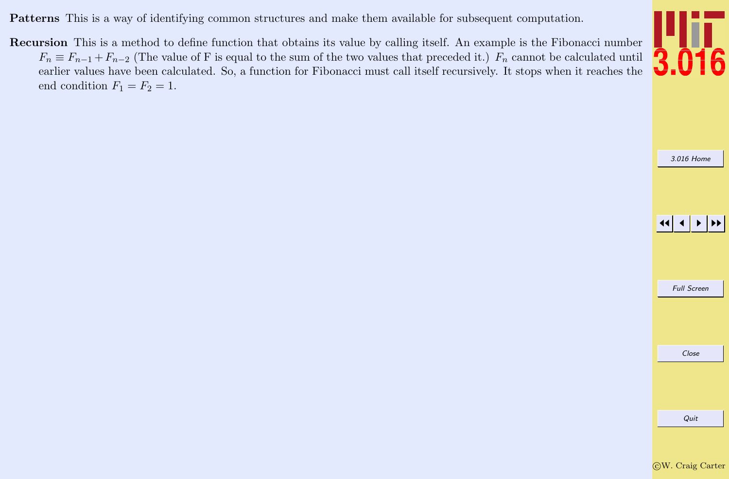**Patterns** This is a way of identifying common structures and make them available for subsequent computation.

**Recursion** This is a method to define function that obtains its value by calling itself. An example is the Fibonacci number $F_n \equiv F_{n-1} + F_{n-2}$ (The value of F is equal to the sum of the two values that preceded it.) $F_n$ cannot be calculated until earlier values have been calculated. So, a function for Fibonacci must call itself recursively. It stops when it reaches the end condition $F_1 = F_2 = 1$.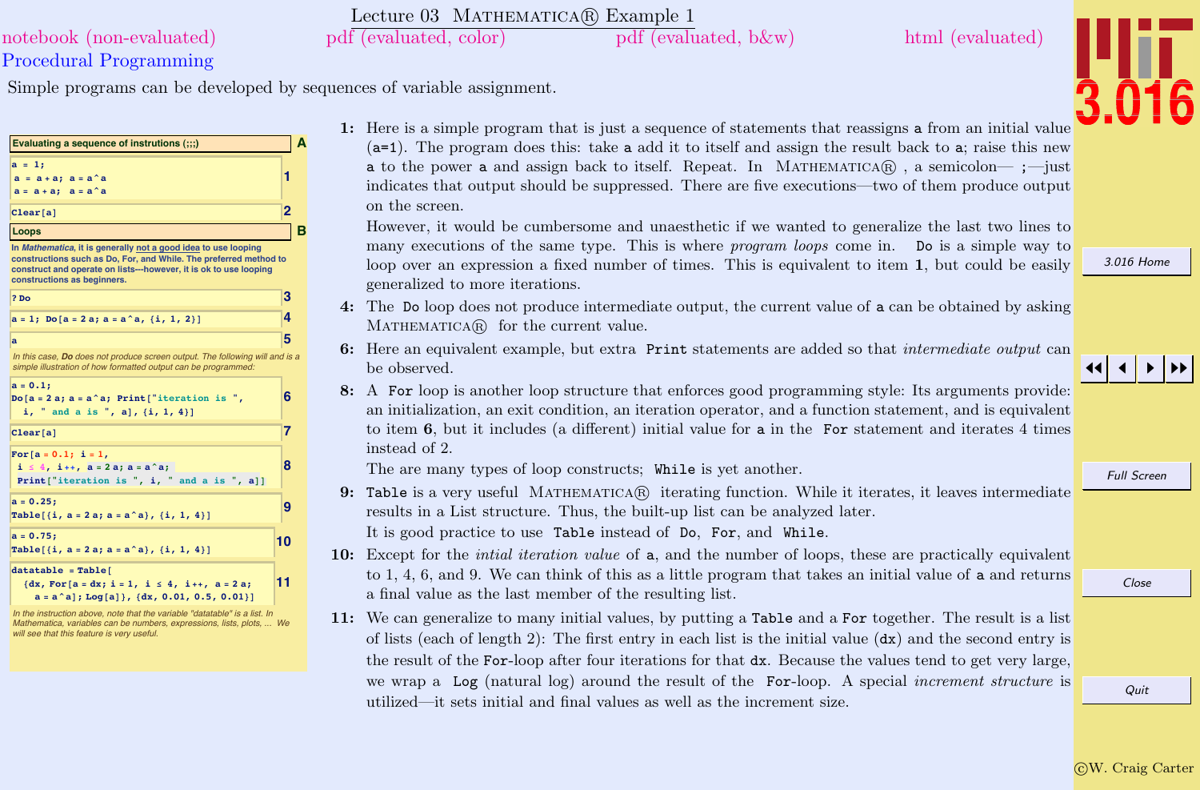# Lecture 03 MATHEMATICA® Example 1

notebook (non-evaluated) pdf (evaluated, color) pdf (evaluated, b&w) html (evaluated)

## Procedural Programming

Simple programs can be developed by sequences of variable assignment.

**Evaluating a sequence of instrutions (;;;)** **A**

```
a = 1;
 a = a + a; a = a^a
 a = a + a; a = a^a
```
**1**

```
Clear[a]
```
**2**

**Loops** **B**

In *Mathematica*, it is generally not a good idea to use looping constructions such as Do, For, and While. The preferred method to construct and operate on lists---however, it is ok to use looping constructions as beginners.

```
? Do
```
**3**

```
a = 1; Do[a = 2 a; a = a^a, {i, 1, 2}]
```
**4**

```
a
```
**5**

In this case, **Do** does not produce screen output. The following will and is a simple illustration of how formatted output can be programmed:

```
a = 0.1;
Do[a = 2 a; a = a^a; Print["iteration is ",
  i, " and a is ", a], {i, 1, 4}]
```
**6**

```
Clear[a]
```
**7**

```
For[a = 0.1; i = 1,
 i ≤ 4, i++, a = 2 a; a = a^a;
 Print["iteration is ", i, " and a is ", a]]
```
**8**

```
a = 0.25;
Table[{i, a = 2 a; a = a^a}, {i, 1, 4}]
```
**9**

```
a = 0.75;
Table[{i, a = 2 a; a = a^a}, {i, 1, 4}]
```
**10**

```
datatable = Table[
  {dx, For[a = dx; i = 1, i ≤ 4, i++, a = 2 a;
    a = a^a]; Log[a]}, {dx, 0.01, 0.5, 0.01}]
```
**11**

In the instruction above, note that the variable "datatable" is a list. In Mathematica, variables can be numbers, expressions, lists, plots, ... We will see that this feature is very useful.

**1:** Here is a simple program that is just a sequence of statements that reassigns `a` from an initial value (`a=1`). The program does this: take `a` add it to itself and assign the result back to `a`; raise this new `a` to the power `a` and assign back to itself. Repeat. In MATHEMATICA® , a semicolon— `;`—just indicates that output should be suppressed. There are five executions—two of them produce output on the screen.
However, it would be cumbersome and unaesthetic if we wanted to generalize the last two lines to many executions of the same type. This is where *program loops* come in. `Do` is a simple way to loop over an expression a fixed number of times. This is equivalent to item **1**, but could be easily generalized to more iterations.

**4:** The `Do` loop does not produce intermediate output, the current value of `a` can be obtained by asking MATHEMATICA® for the current value.

**6:** Here an equivalent example, but extra `Print` statements are added so that *intermediate output* can be observed.

**8:** A `For` loop is another loop structure that enforces good programming style: Its arguments provide: an initialization, an exit condition, an iteration operator, and a function statement, and is equivalent to item **6**, but it includes (a different) initial value for `a` in the `For` statement and iterates 4 times instead of 2.
The are many types of loop constructs; `While` is yet another.

**9:** `Table` is a very useful MATHEMATICA® iterating function. While it iterates, it leaves intermediate results in a List structure. Thus, the built-up list can be analyzed later.
It is good practice to use `Table` instead of `Do`, `For`, and `While`.

**10:** Except for the *intial iteration value* of `a`, and the number of loops, these are practically equivalent to 1, 4, 6, and 9. We can think of this as a little program that takes an initial value of `a` and returns a final value as the last member of the resulting list.

**11:** We can generalize to many initial values, by putting a `Table` and a `For` together. The result is a list of lists (each of length 2): The first entry in each list is the initial value (`dx`) and the second entry is the result of the `For`-loop after four iterations for that `dx`. Because the values tend to get very large, we wrap a `Log` (natural log) around the result of the `For`-loop. A special *increment structure* is utilized—it sets initial and final values as well as the increment size.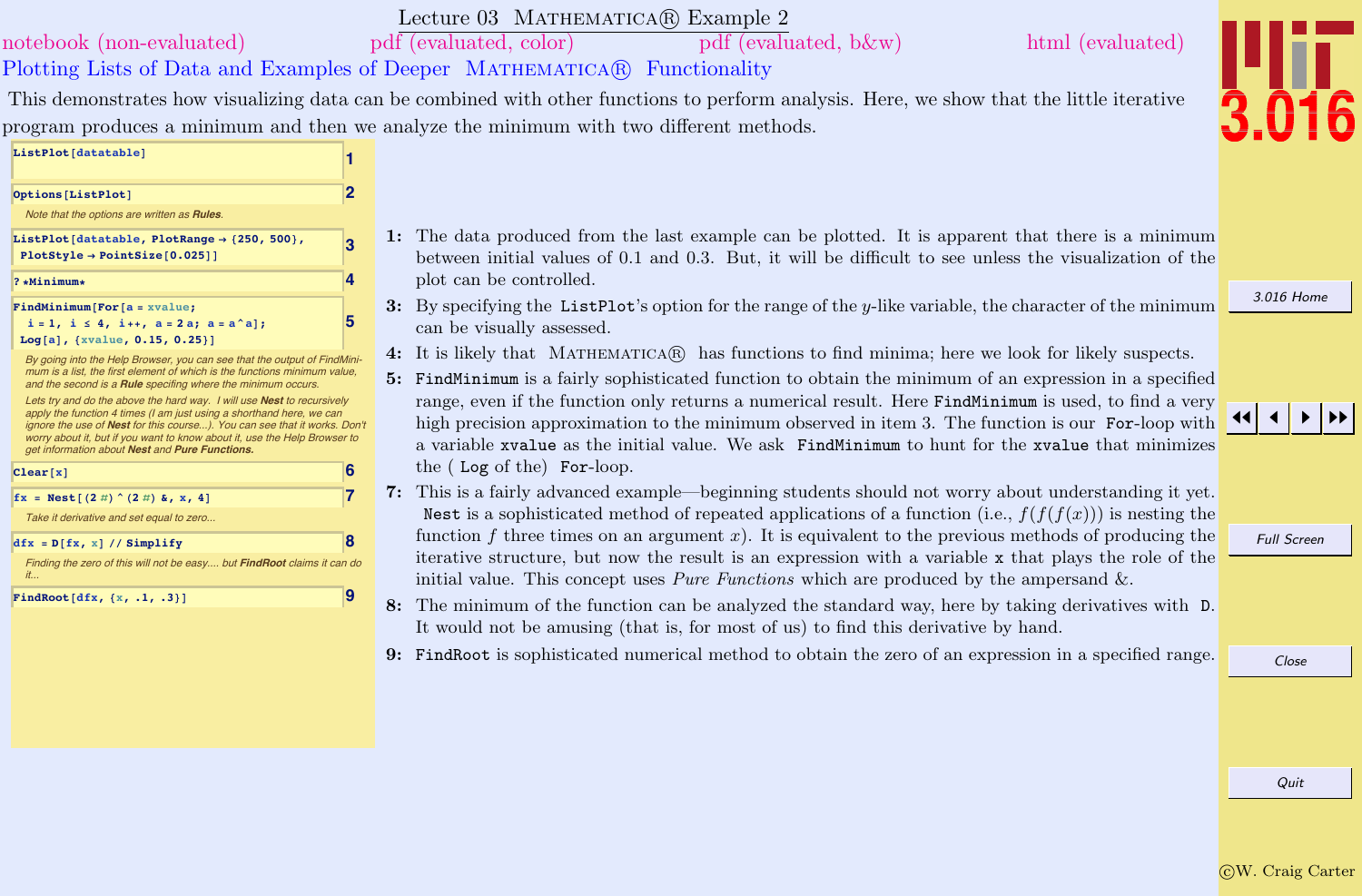# Lecture 03 Mathematica® Example 2

notebook (non-evaluated) pdf (evaluated, color) pdf (evaluated, b&w) html (evaluated)

## Plotting Lists of Data and Examples of Deeper Mathematica® Functionality

This demonstrates how visualizing data can be combined with other functions to perform analysis. Here, we show that the little iterative program produces a minimum and then we analyze the minimum with two different methods.

```
ListPlot[datatable]                                                     1
```

```
Options[ListPlot]                                                       2
```

*Note that the options are written as **Rules**.*

```
ListPlot[datatable, PlotRange → {250, 500},                             3
 PlotStyle → PointSize[0.025]]
```

```
? *Minimum*                                                             4
```

```
FindMinimum[For[a = xvalue;                                             5
  i = 1, i ≤ 4, i++, a = 2 a; a = a^a];
 Log[a], {xvalue, 0.15, 0.25}]
```

*By going into the Help Browser, you can see that the output of FindMinimum is a list, the first element of which is the functions minimum value, and the second is a **Rule** specifing where the minimum occurs.*

*Lets try and do the above the hard way. I will use **Nest** to recursively apply the function 4 times (I am just using a shorthand here, we can ignore the use of **Nest** for this course...). You can see that it works. Don't worry about it, but if you want to know about it, use the Help Browser to get information about **Nest** and **Pure Functions.***

```
Clear[x]                                                                6
```

```
fx = Nest[(2 #)^(2 #) &, x, 4]                                          7
```

*Take it derivative and set equal to zero...*

```
dfx = D[fx, x] // Simplify                                              8
```

*Finding the zero of this will not be easy.... but **FindRoot** claims it can do it...*

```
FindRoot[dfx, {x, .1, .3}]                                              9
```

**1:** The data produced from the last example can be plotted. It is apparent that there is a minimum between initial values of 0.1 and 0.3. But, it will be difficult to see unless the visualization of the plot can be controlled.

**3:** By specifying the `ListPlot`'s option for the range of the $y$-like variable, the character of the minimum can be visually assessed.

**4:** It is likely that Mathematica® has functions to find minima; here we look for likely suspects.

**5:** `FindMinimum` is a fairly sophisticated function to obtain the minimum of an expression in a specified range, even if the function only returns a numerical result. Here `FindMinimum` is used, to find a very high precision approximation to the minimum observed in item 3. The function is our `For`-loop with a variable `xvalue` as the initial value. We ask `FindMinimum` to hunt for the `xvalue` that minimizes the ( `Log` of the) `For`-loop.

**7:** This is a fairly advanced example—beginning students should not worry about understanding it yet. `Nest` is a sophisticated method of repeated applications of a function (i.e., $f(f(f(x)))$ is nesting the function $f$ three times on an argument $x$). It is equivalent to the previous methods of producing the iterative structure, but now the result is an expression with a variable `x` that plays the role of the initial value. This concept uses *Pure Functions* which are produced by the ampersand &.

**8:** The minimum of the function can be analyzed the standard way, here by taking derivatives with `D`. It would not be amusing (that is, for most of us) to find this derivative by hand.

**9:** `FindRoot` is sophisticated numerical method to obtain the zero of an expression in a specified range.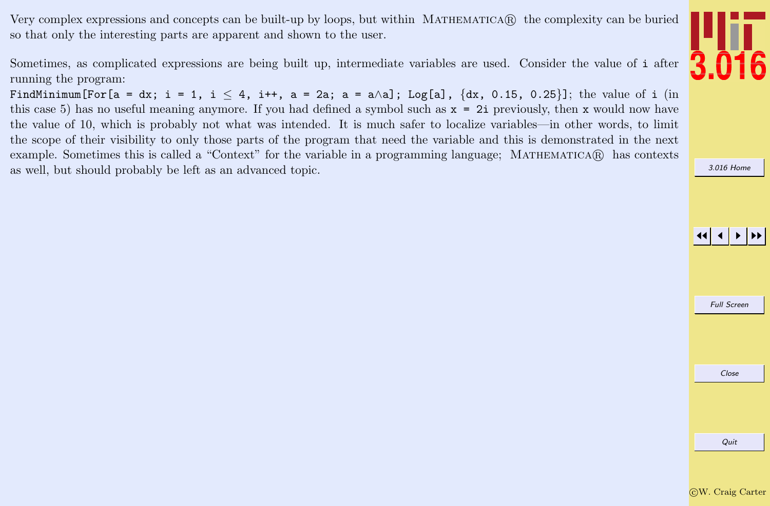Very complex expressions and concepts can be built-up by loops, but within MATHEMATICA® the complexity can be buried so that only the interesting parts are apparent and shown to the user.

Sometimes, as complicated expressions are being built up, intermediate variables are used. Consider the value of `i` after running the program:
`FindMinimum[For[a = dx; i = 1, i ≤ 4, i++, a = 2a; a = a∧a]; Log[a], {dx, 0.15, 0.25}]`; the value of `i` (in this case 5) has no useful meaning anymore. If you had defined a symbol such as `x = 2i` previously, then `x` would now have the value of 10, which is probably not what was intended. It is much safer to localize variables—in other words, to limit the scope of their visibility to only those parts of the program that need the variable and this is demonstrated in the next example. Sometimes this is called a "Context" for the variable in a programming language; MATHEMATICA® has contexts as well, but should probably be left as an advanced topic.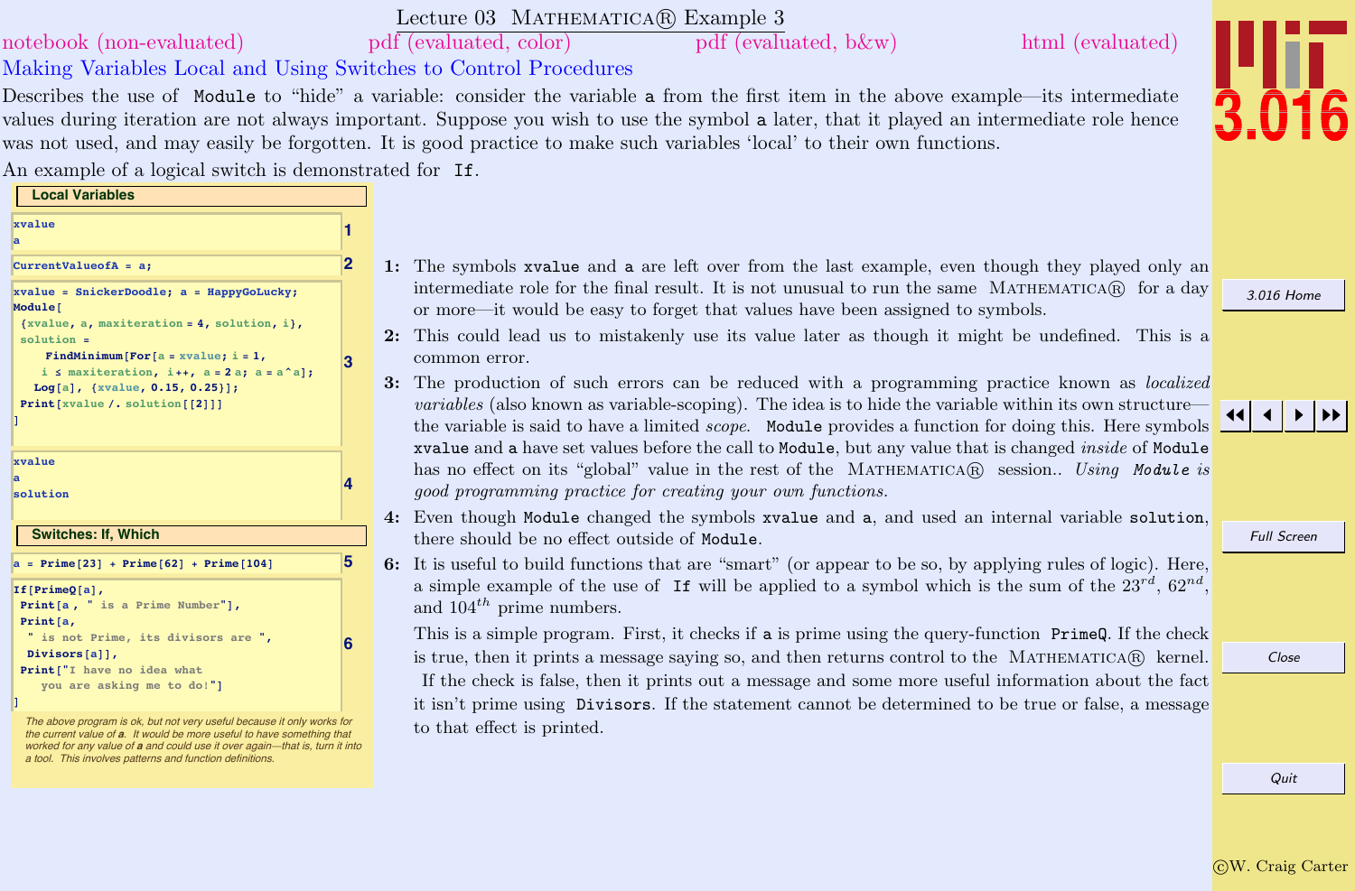# Lecture 03 Mathematica® Example 3

notebook (non-evaluated) pdf (evaluated, color) pdf (evaluated, b&w) html (evaluated)

## Making Variables Local and Using Switches to Control Procedures

Describes the use of `Module` to "hide" a variable: consider the variable `a` from the first item in the above example—its intermediate values during iteration are not always important. Suppose you wish to use the symbol `a` later, that it played an intermediate role hence was not used, and may easily be forgotten. It is good practice to make such variables 'local' to their own functions.

An example of a logical switch is demonstrated for `If`.

### Local Variables

```
xvalue
a
```
1

```
CurrentValueofA = a;
```
2

```
xvalue = SnickerDoodle; a = HappyGoLucky;
Module[
 {xvalue, a, maxiteration = 4, solution, i},
 solution =
    FindMinimum[For[a = xvalue; i = 1,
     i ≤ maxiteration, i++, a = 2 a; a = a^a];
   Log[a], {xvalue, 0.15, 0.25}];
 Print[xvalue /. solution[[2]]]
]
```
3

```
xvalue
a
solution
```
4

### Switches: If, Which

```
a = Prime[23] + Prime[62] + Prime[104]
```
5

```
If[PrimeQ[a],
 Print[a , " is a Prime Number"],
 Print[a,
  " is not Prime, its divisors are ",
  Divisors[a]],
 Print["I have no idea what
    you are asking me to do!"]
]
```
6

*The above program is ok, but not very useful because it only works for the current value of **a**. It would be more useful to have something that worked for any value of **a** and could use it over again—that is, turn it into a tool. This involves patterns and function definitions.*

**1:** The symbols `xvalue` and `a` are left over from the last example, even though they played only an intermediate role for the final result. It is not unusual to run the same Mathematica® for a day or more—it would be easy to forget that values have been assigned to symbols.

**2:** This could lead us to mistakenly use its value later as though it might be undefined. This is a common error.

**3:** The production of such errors can be reduced with a programming practice known as *localized variables* (also known as variable-scoping). The idea is to hide the variable within its own structure—the variable is said to have a limited *scope*. `Module` provides a function for doing this. Here symbols `xvalue` and `a` have set values before the call to `Module`, but any value that is changed *inside* of `Module` has no effect on its "global" value in the rest of the Mathematica® session.. *Using `Module` is good programming practice for creating your own functions.*

**4:** Even though `Module` changed the symbols `xvalue` and `a`, and used an internal variable `solution`, there should be no effect outside of `Module`.

**6:** It is useful to build functions that are "smart" (or appear to be so, by applying rules of logic). Here, a simple example of the use of `If` will be applied to a symbol which is the sum of the $23^{rd}$, $62^{nd}$, and $104^{th}$ prime numbers.

This is a simple program. First, it checks if `a` is prime using the query-function `PrimeQ`. If the check is true, then it prints a message saying so, and then returns control to the Mathematica® kernel. If the check is false, then it prints out a message and some more useful information about the fact it isn't prime using `Divisors`. If the statement cannot be determined to be true or false, a message to that effect is printed.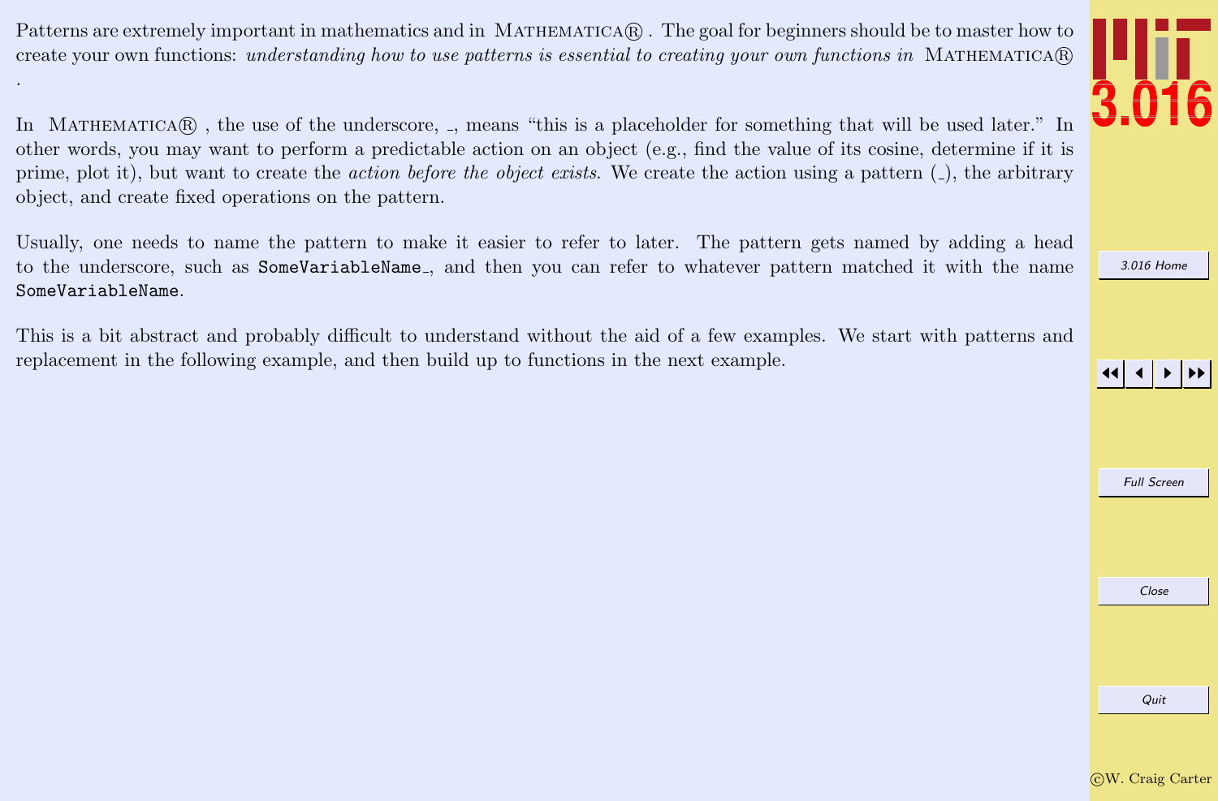Patterns are extremely important in mathematics and in MATHEMATICA® . The goal for beginners should be to master how to create your own functions: *understanding how to use patterns is essential to creating your own functions in* MATHEMATICA® .

In MATHEMATICA® , the use of the underscore, _, means "this is a placeholder for something that will be used later." In other words, you may want to perform a predictable action on an object (e.g., find the value of its cosine, determine if it is prime, plot it), but want to create the *action before the object exists*. We create the action using a pattern (_), the arbitrary object, and create fixed operations on the pattern.

Usually, one needs to name the pattern to make it easier to refer to later. The pattern gets named by adding a head to the underscore, such as `SomeVariableName_`, and then you can refer to whatever pattern matched it with the name `SomeVariableName`.

This is a bit abstract and probably difficult to understand without the aid of a few examples. We start with patterns and replacement in the following example, and then build up to functions in the next example.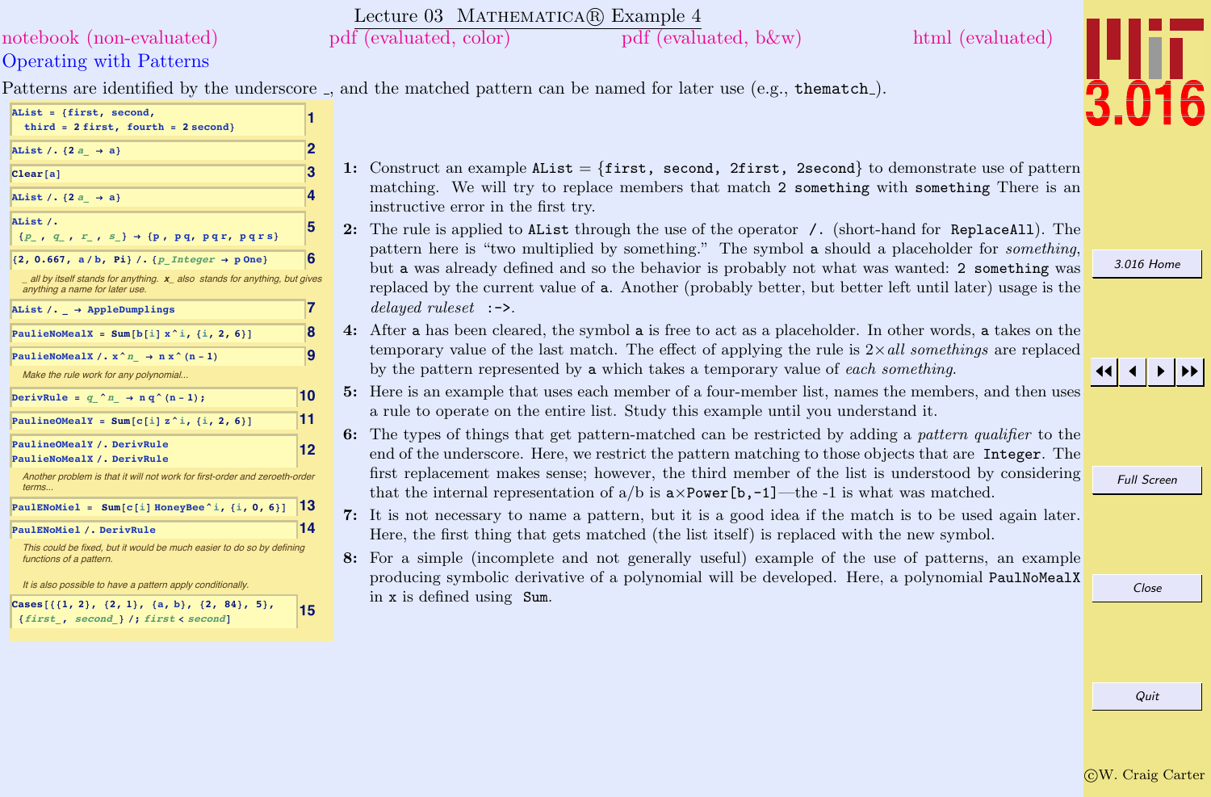# Lecture 03 Mathematica® Example 4

notebook (non-evaluated) pdf (evaluated, color) pdf (evaluated, b&w) html (evaluated)

## Operating with Patterns

Patterns are identified by the underscore _, and the matched pattern can be named for later use (e.g., thematch_).

```
AList = {first, second,
  third = 2 first, fourth = 2 second}
```
1

```
AList /. {2 a_ → a}
```
2

```
Clear[a]
```
3

```
AList /. {2 a_ → a}
```
4

```
AList /.
 {p_ , q_ , r_ , s_} → {p , p q, p q r, p q r s}
```
5

```
{2, 0.667, a/b, Pi} /. {p_Integer → p One}
```
6

_ all by itself stands for anything. x_ also stands for anything, but gives anything a name for later use.

```
AList /. _ → AppleDumplings
```
7

```
PaulieNoMealX = Sum[b[i] x^i, {i, 2, 6}]
```
8

```
PaulieNoMealX /. x^n_ → n x^(n - 1)
```
9

Make the rule work for any polynomial...

```
DerivRule = q_^n_ → n q^(n - 1);
```
10

```
PaulineOMealY = Sum[c[i] z^i, {i, 2, 6}]
```
11

```
PaulineOMealY /. DerivRule
PaulieNoMealX /. DerivRule
```
12

Another problem is that it will not work for first-order and zeroeth-order terms...

```
PaulENoMiel = Sum[c[i] HoneyBee^i, {i, 0, 6}]
```
13

```
PaulENoMiel /. DerivRule
```
14

This could be fixed, but it would be much easier to do so by defining functions of a pattern.

It is also possible to have a pattern apply conditionally.

```
Cases[{{1, 2}, {2, 1}, {a, b}, {2, 84}, 5},
 {first_, second_} /; first < second]
```
15

**1:** Construct an example AList = {first, second, 2first, 2second} to demonstrate use of pattern matching. We will try to replace members that match 2 something with something There is an instructive error in the first try.

**2:** The rule is applied to AList through the use of the operator /. (short-hand for ReplaceAll). The pattern here is "two multiplied by something." The symbol a should a placeholder for *something*, but a was already defined and so the behavior is probably not what was wanted: 2 something was replaced by the current value of a. Another (probably better, but better left until later) usage is the *delayed ruleset* :->.

**4:** After a has been cleared, the symbol a is free to act as a placeholder. In other words, a takes on the temporary value of the last match. The effect of applying the rule is 2× *all somethings* are replaced by the pattern represented by a which takes a temporary value of *each something*.

**5:** Here is an example that uses each member of a four-member list, names the members, and then uses a rule to operate on the entire list. Study this example until you understand it.

**6:** The types of things that get pattern-matched can be restricted by adding a *pattern qualifier* to the end of the underscore. Here, we restrict the pattern matching to those objects that are Integer. The first replacement makes sense; however, the third member of the list is understood by considering that the internal representation of a/b is a×Power[b,-1]—the -1 is what was matched.

**7:** It is not necessary to name a pattern, but it is a good idea if the match is to be used again later. Here, the first thing that gets matched (the list itself) is replaced with the new symbol.

**8:** For a simple (incomplete and not generally useful) example of the use of patterns, an example producing symbolic derivative of a polynomial will be developed. Here, a polynomial PaulNoMealX in x is defined using Sum.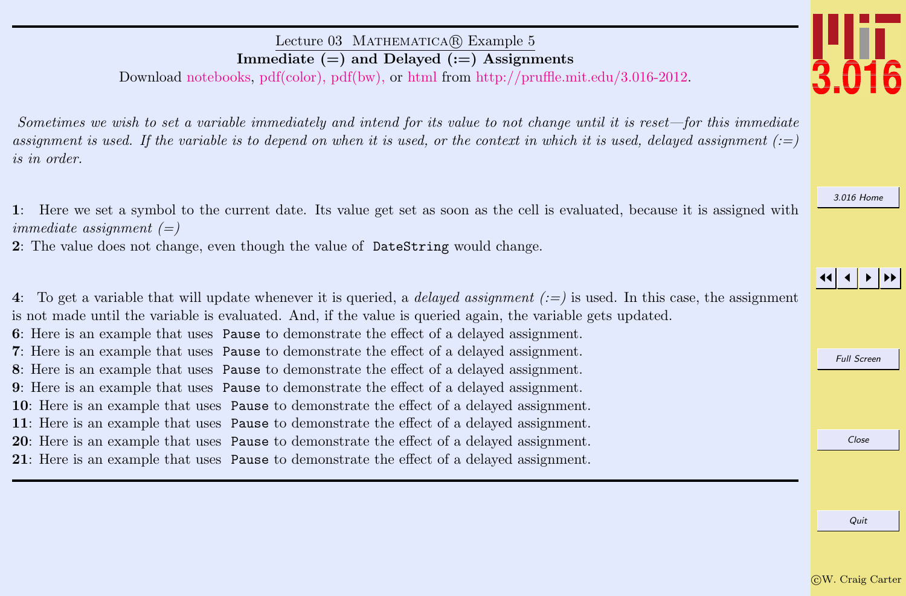Lecture 03 Mathematica® Example 5

## Immediate (=) and Delayed (:=) Assignments

Download notebooks, pdf(color), pdf(bw), or html from http://pruffle.mit.edu/3.016-2012.

*Sometimes we wish to set a variable immediately and intend for its value to not change until it is reset—for this immediate assignment is used. If the variable is to depend on when it is used, or the context in which it is used, delayed assignment (:=) is in order.*

**1**: Here we set a symbol to the current date. Its value get set as soon as the cell is evaluated, because it is assigned with *immediate assignment (=)*
**2**: The value does not change, even though the value of `DateString` would change.

**4**: To get a variable that will update whenever it is queried, a *delayed assignment (:=)* is used. In this case, the assignment is not made until the variable is evaluated. And, if the value is queried again, the variable gets updated.
**6**: Here is an example that uses `Pause` to demonstrate the effect of a delayed assignment.
**7**: Here is an example that uses `Pause` to demonstrate the effect of a delayed assignment.
**8**: Here is an example that uses `Pause` to demonstrate the effect of a delayed assignment.
**9**: Here is an example that uses `Pause` to demonstrate the effect of a delayed assignment.
**10**: Here is an example that uses `Pause` to demonstrate the effect of a delayed assignment.
**11**: Here is an example that uses `Pause` to demonstrate the effect of a delayed assignment.
**20**: Here is an example that uses `Pause` to demonstrate the effect of a delayed assignment.
**21**: Here is an example that uses `Pause` to demonstrate the effect of a delayed assignment.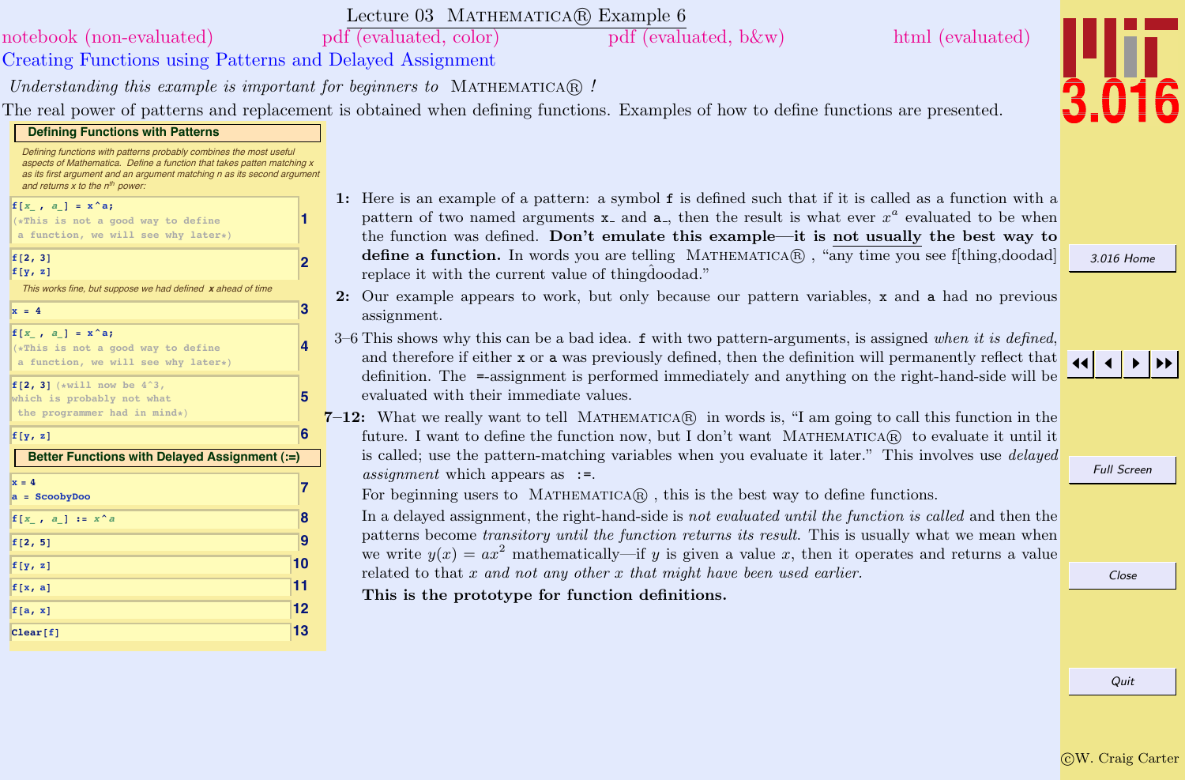# Lecture 03 Mathematica® Example 6

notebook (non-evaluated) pdf (evaluated, color) pdf (evaluated, b&w) html (evaluated)

## Creating Functions using Patterns and Delayed Assignment

*Understanding this example is important for beginners to Mathematica® !*

The real power of patterns and replacement is obtained when defining functions. Examples of how to define functions are presented.

### Defining Functions with Patterns

*Defining functions with patterns probably combines the most useful aspects of Mathematica. Define a function that takes patten matching x as its first argument and an argument matching n as its second argument and returns x to the $n^{th}$ power:*

```
f[x_ , a_] = x^a;
(*This is not a good way to define
 a function, we will see why later*)
```
1

```
f[2, 3]
f[y, z]
```
2

*This works fine, but suppose we had defined **x** ahead of time*

```
x = 4
```
3

```
f[x_ , a_] = x^a;
(*This is not a good way to define
 a function, we will see why later*)
```
4

```
f[2, 3] (*will now be 4^3,
which is probably not what
 the programmer had in mind*)
```
5

```
f[y, z]
```
6

### Better Functions with Delayed Assignment (:=)

```
x = 4
a = ScoobyDoo
```
7

```
f[x_ , a_] := x^a
```
8

```
f[2, 5]
```
9

```
f[y, z]
```
10

```
f[x, a]
```
11

```
f[a, x]
```
12

```
Clear[f]
```
13

**1:** Here is an example of a pattern: a symbol `f` is defined such that if it is called as a function with a pattern of two named arguments `x_` and `a_`, then the result is what ever $x^a$ evaluated to be when the function was defined. **Don't emulate this example—it is not usually the best way to define a function.** In words you are telling Mathematica® , "any time you see f[thing,doodad] replace it with the current value of thing$\hat{}$doodad."

**2:** Our example appears to work, but only because our pattern variables, `x` and `a` had no previous assignment.

**3–6** This shows why this can be a bad idea. `f` with two pattern-arguments, is assigned *when it is defined*, and therefore if either `x` or `a` was previously defined, then the definition will permanently reflect that definition. The `=`-assignment is performed immediately and anything on the right-hand-side will be evaluated with their immediate values.

**7–12:** What we really want to tell Mathematica® in words is, "I am going to call this function in the future. I want to define the function now, but I don't want Mathematica® to evaluate it until it is called; use the pattern-matching variables when you evaluate it later." This involves use *delayed assignment* which appears as `:=`.

For beginning users to Mathematica® , this is the best way to define functions.

In a delayed assignment, the right-hand-side is *not evaluated until the function is called* and then the patterns become *transitory until the function returns its result.* This is usually what we mean when we write $y(x) = ax^2$ mathematically—if $y$ is given a value $x$, then it operates and returns a value related to that $x$ *and not any other $x$ that might have been used earlier.*

**This is the prototype for function definitions.**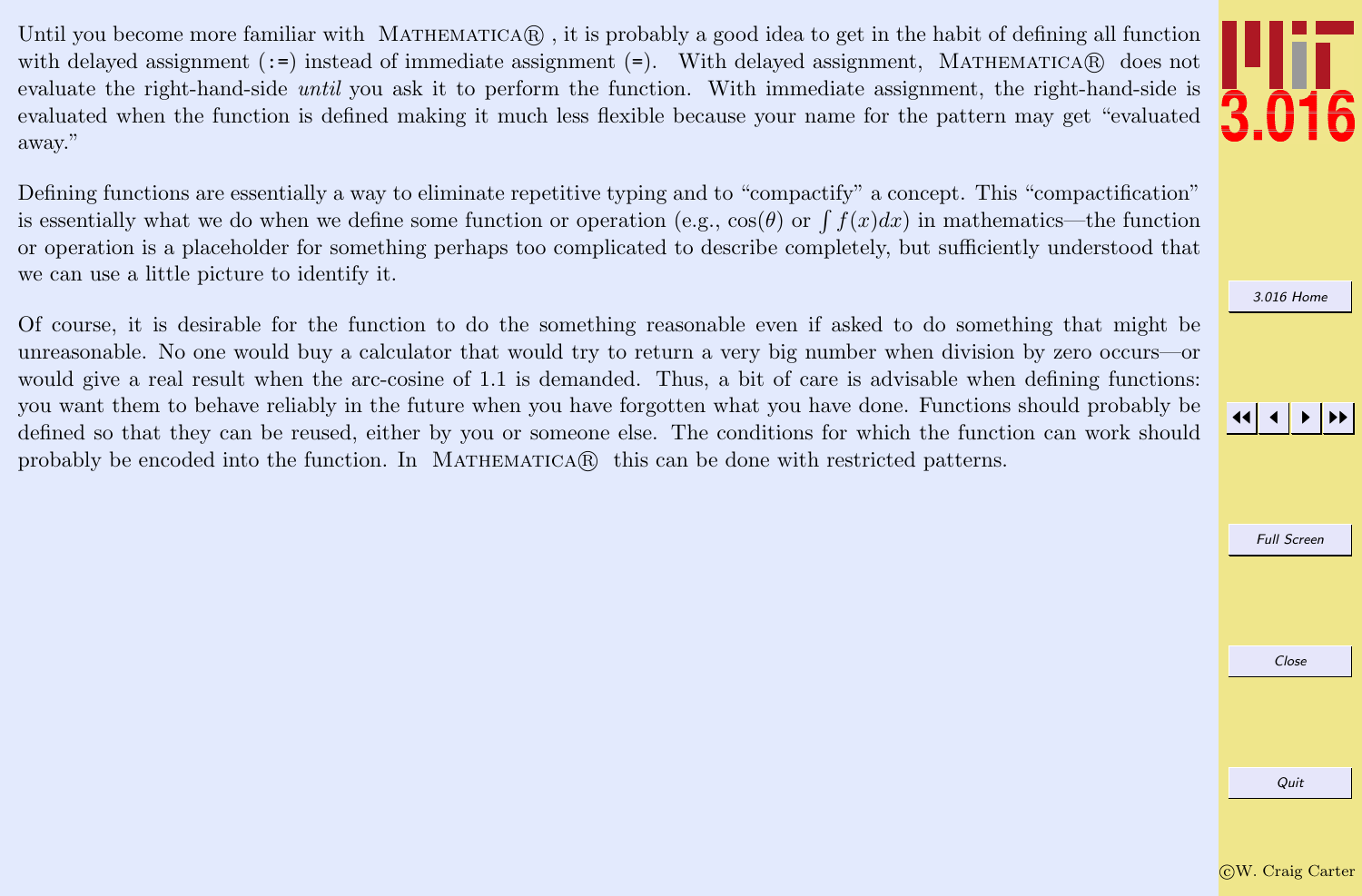Until you become more familiar with MATHEMATICA®, it is probably a good idea to get in the habit of defining all function with delayed assignment (`:=`) instead of immediate assignment (`=`). With delayed assignment, MATHEMATICA® does not evaluate the right-hand-side *until* you ask it to perform the function. With immediate assignment, the right-hand-side is evaluated when the function is defined making it much less flexible because your name for the pattern may get "evaluated away."

Defining functions are essentially a way to eliminate repetitive typing and to "compactify" a concept. This "compactification" is essentially what we do when we define some function or operation (e.g., $\cos(\theta)$ or $\int f(x)dx$) in mathematics—the function or operation is a placeholder for something perhaps too complicated to describe completely, but sufficiently understood that we can use a little picture to identify it.

Of course, it is desirable for the function to do the something reasonable even if asked to do something that might be unreasonable. No one would buy a calculator that would try to return a very big number when division by zero occurs—or would give a real result when the arc-cosine of 1.1 is demanded. Thus, a bit of care is advisable when defining functions: you want them to behave reliably in the future when you have forgotten what you have done. Functions should probably be defined so that they can be reused, either by you or someone else. The conditions for which the function can work should probably be encoded into the function. In MATHEMATICA® this can be done with restricted patterns.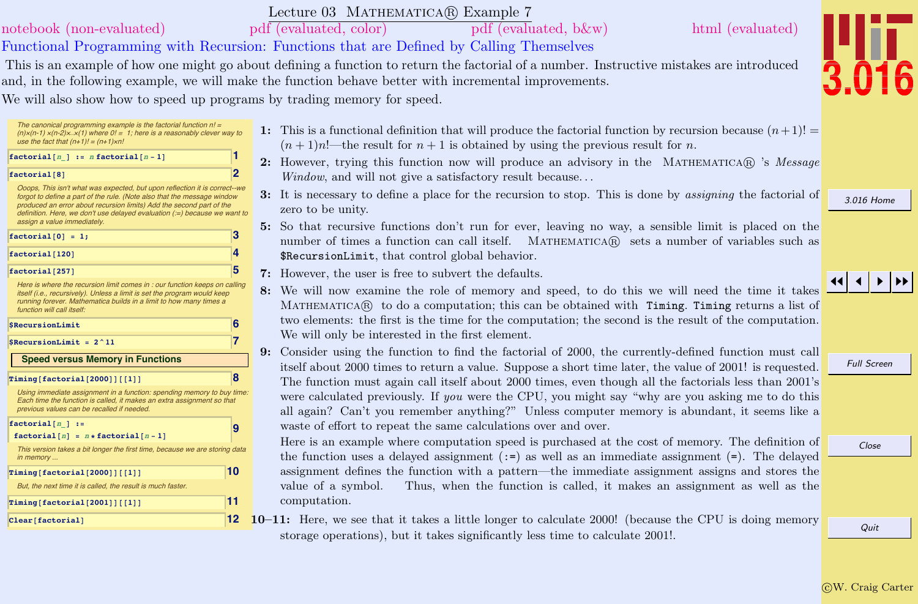# Lecture 03 MATHEMATICA® Example 7

notebook (non-evaluated) | pdf (evaluated, color) | pdf (evaluated, b&w) | html (evaluated)

## Functional Programming with Recursion: Functions that are Defined by Calling Themselves

This is an example of how one might go about defining a function to return the factorial of a number. Instructive mistakes are introduced and, in the following example, we will make the function behave better with incremental improvements.

We will also show how to speed up programs by trading memory for speed.

*The canonical programming example is the factorial function n! = (n)×(n-1) ×(n-2)×..×(1) where 0! ≡ 1; here is a reasonably clever way to use the fact that (n+1)! = (n+1)×n!*

```
factorial[n_] := n factorial[n - 1]     (1)
```

```
factorial[8]     (2)
```

*Ooops, This isn't what was expected, but upon reflection it is correct--we forgot to define a part of the rule. (Note also that the message window produced an error about recursion limits) Add the second part of the definition. Here, we don't use delayed evaluation (:=) because we want to assign a value immediately.*

```
factorial[0] = 1;     (3)
```

```
factorial[120]     (4)
```

```
factorial[257]     (5)
```

*Here is where the recursion limit comes in : our function keeps on calling itself (i.e., recursively). Unless a limit is set the program would keep running forever. Mathematica builds in a limit to how many times a function will call itself:*

```
$RecursionLimit     (6)
```

```
$RecursionLimit = 2^11     (7)
```

### Speed versus Memory in Functions

```
Timing[factorial[2000]][[1]]     (8)
```

*Using immediate assignment in a function: spending memory to buy time: Each time the function is called, it makes an extra assignment so that previous values can be recalled if needed.*

```
factorial[n_] :=
 factorial[n] = n * factorial[n - 1]     (9)
```

*This version takes a bit longer the first time, because we are storing data in memory ...*

```
Timing[factorial[2000]][[1]]     (10)
```

*But, the next time it is called, the result is much faster.*

```
Timing[factorial[2001]][[1]]     (11)
```

```
Clear[factorial]     (12)
```

**1:** This is a functional definition that will produce the factorial function by recursion because $(n+1)! = (n+1)n!$—the result for $n+1$ is obtained by using the previous result for $n$.

**2:** However, trying this function now will produce an advisory in the MATHEMATICA® 's *Message Window*, and will not give a satisfactory result because. . .

**3:** It is necessary to define a place for the recursion to stop. This is done by *assigning* the factorial of zero to be unity.

**5:** So that recursive functions don't run for ever, leaving no way, a sensible limit is placed on the number of times a function can call itself. MATHEMATICA® sets a number of variables such as `$RecursionLimit`, that control global behavior.

**7:** However, the user is free to subvert the defaults.

**8:** We will now examine the role of memory and speed, to do this we will need the time it takes MATHEMATICA® to do a computation; this can be obtained with `Timing`. `Timing` returns a list of two elements: the first is the time for the computation; the second is the result of the computation. We will only be interested in the first element.

**9:** Consider using the function to find the factorial of 2000, the currently-defined function must call itself about 2000 times to return a value. Suppose a short time later, the value of 2001! is requested. The function must again call itself about 2000 times, even though all the factorials less than 2001's were calculated previously. If *you* were the CPU, you might say "why are you asking me to do this all again? Can't you remember anything?" Unless computer memory is abundant, it seems like a waste of effort to repeat the same calculations over and over.

Here is an example where computation speed is purchased at the cost of memory. The definition of the function uses a delayed assignment (`:=`) as well as an immediate assignment (`=`). The delayed assignment defines the function with a pattern—the immediate assignment assigns and stores the value of a symbol. Thus, when the function is called, it makes an assignment as well as the computation.

**10–11:** Here, we see that it takes a little longer to calculate 2000! (because the CPU is doing memory storage operations), but it takes significantly less time to calculate 2001!.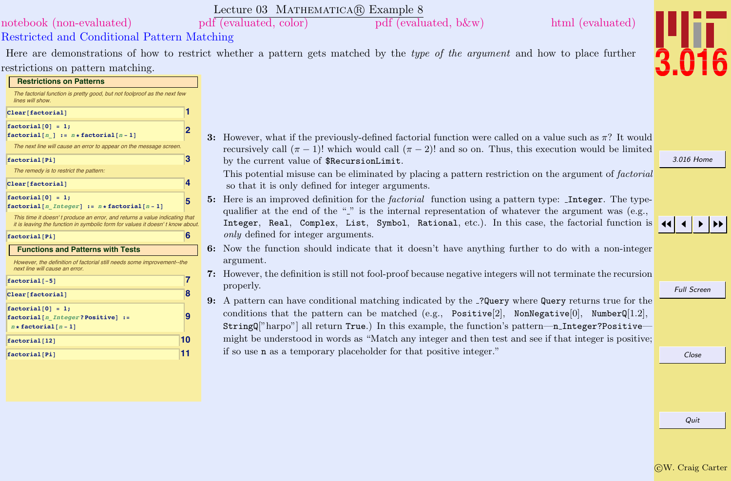# Lecture 03 MATHEMATICA® Example 8

notebook (non-evaluated) pdf (evaluated, color) pdf (evaluated, b&w) html (evaluated)

## Restricted and Conditional Pattern Matching

Here are demonstrations of how to restrict whether a pattern gets matched by the *type of the argument* and how to place further restrictions on pattern matching.

### Restrictions on Patterns

*The factorial function is pretty good, but not foolproof as the next few lines will show.*

```
Clear[factorial]                                   1
```

```
factorial[0] = 1;
factorial[n_] := n*factorial[n-1]                  2
```

*The next line will cause an error to appear on the message screen.*

```
factorial[Pi]                                      3
```

*The remedy is to restrict the pattern:*

```
Clear[factorial]                                   4
```

```
factorial[0] = 1;
factorial[n_Integer] := n*factorial[n-1]           5
```

*This time it doesn't produce an error, and returns a value indicating that it is leaving the function in symbolic form for values it doesn't know about.*

```
factorial[Pi]                                      6
```

### Functions and Patterns with Tests

*However, the definition of factorial still needs some improvement--the next line will cause an error.*

```
factorial[-5]                                      7
```

```
Clear[factorial]                                   8
```

```
factorial[0] = 1;
factorial[n_Integer?Positive] :=
  n*factorial[n-1]                                 9
```

```
factorial[12]                                      10
```

```
factorial[Pi]                                      11
```

**3:** However, what if the previously-defined factorial function were called on a value such as $\pi$? It would recursively call $(\pi - 1)!$ which would call $(\pi - 2)!$ and so on. Thus, this execution would be limited by the current value of `$RecursionLimit`.

This potential misuse can be eliminated by placing a pattern restriction on the argument of *factorial* so that it is only defined for integer arguments.

**5:** Here is an improved definition for the *factorial* function using a pattern type: `_Integer`. The type-qualifier at the end of the "_" is the internal representation of whatever the argument was (e.g., `Integer`, `Real`, `Complex`, `List`, `Symbol`, `Rational`, etc.). In this case, the factorial function is *only* defined for integer arguments.

**6:** Now the function should indicate that it doesn't have anything further to do with a non-integer argument.

**7:** However, the definition is still not fool-proof because negative integers will not terminate the recursion properly.

**9:** A pattern can have conditional matching indicated by the `_?Query` where `Query` returns true for the conditions that the pattern can be matched (e.g., `Positive`[2], `NonNegative`[0], `NumberQ`[1.2], `StringQ`["harpo"] all return `True`.) In this example, the function's pattern—`n_Integer?Positive`—might be understood in words as "Match any integer and then test and see if that integer is positive; if so use `n` as a temporary placeholder for that positive integer."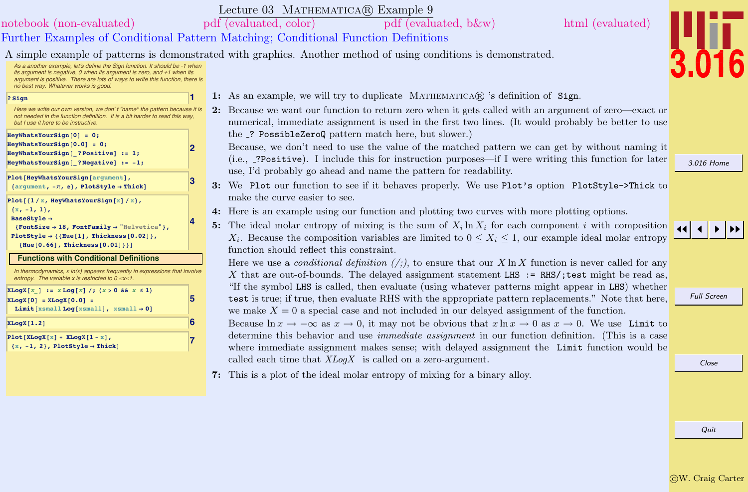# Lecture 03 MATHEMATICA® Example 9

notebook (non-evaluated) pdf (evaluated, color) pdf (evaluated, b&w) html (evaluated)

## Further Examples of Conditional Pattern Matching; Conditional Function Definitions

A simple example of patterns is demonstrated with graphics. Another method of using conditions is demonstrated.

*As a another example, let's define the Sign function. It should be -1 when its argument is negative, 0 when its argument is zero, and +1 when its argument is positive. There are lots of ways to write this function, there is no best way. Whatever works is good.*

```
?Sign
```
(1)

*Here we write our own version, we don't "name" the pattern because it is not needed in the function definition. It is a bit harder to read this way, but I use it here to be instructive.*

```
HeyWhatsYourSign[0] = 0;
HeyWhatsYourSign[0.0] = 0;
HeyWhatsYourSign[_?Positive] := 1;
HeyWhatsYourSign[_?Negative] := -1;
```
(2)

```
Plot[HeyWhatsYourSign[argument],
 {argument, -π, e}, PlotStyle → Thick]
```
(3)

```
Plot[{1/x, HeyWhatsYourSign[x]/x},
 {x, -1, 1},
 BaseStyle →
  {FontSize → 18, FontFamily → "Helvetica"},
 PlotStyle → {{Hue[1], Thickness[0.02]},
   {Hue[0.66], Thickness[0.01]}}]
```
(4)

### Functions with Conditional Definitions

*In thermodynamics, x ln(x) appears frequently in expressions that involve entropy. The variable x is restricted to 0 ≤x≤1.*

```
XLogX[x_] := x Log[x] /; (x > 0 && x ≤ 1)
XLogX[0] = XLogX[0.0] =
  Limit[xsmall Log[xsmall], xsmall → 0]
```
(5)

```
XLogX[1.2]
```
(6)

```
Plot[XLogX[x] + XLogX[1 - x],
 {x, -1, 2}, PlotStyle → Thick]
```
(7)

**1:** As an example, we will try to duplicate MATHEMATICA® 's definition of `Sign`.

**2:** Because we want our function to return zero when it gets called with an argument of zero—exact or numerical, immediate assignment is used in the first two lines. (It would probably be better to use the `_? PossibleZeroQ` pattern match here, but slower.)

Because, we don't need to use the value of the matched pattern we can get by without naming it (i.e., `_?Positive`). I include this for instruction purposes—if I were writing this function for later use, I'd probably go ahead and name the pattern for readability.

**3:** We `Plot` our function to see if it behaves properly. We use `Plot`'s option `PlotStyle->Thick` to make the curve easier to see.

**4:** Here is an example using our function and plotting two curves with more plotting options.

**5:** The ideal molar entropy of mixing is the sum of $X_i \ln X_i$ for each component $i$ with composition $X_i$. Because the composition variables are limited to $0 \leq X_i \leq 1$, our example ideal molar entropy function should reflect this constraint.

Here we use a *conditional definition (/;)*, to ensure that our $X \ln X$ function is never called for any $X$ that are out-of-bounds. The delayed assignment statement `LHS := RHS/;test` might be read as, "If the symbol `LHS` is called, then evaluate (using whatever patterns might appear in `LHS`) whether `test` is true; if true, then evaluate RHS with the appropriate pattern replacements." Note that here, we make $X = 0$ a special case and not included in our delayed assignment of the function.

Because $\ln x \to -\infty$ as $x \to 0$, it may not be obvious that $x \ln x \to 0$ as $x \to 0$. We use `Limit` to determine this behavior and use *immediate assignment* in our function definition. (This is a case where immediate assignment makes sense; with delayed assignment the `Limit` function would be called each time that *XLogX* is called on a zero-argument.

**7:** This is a plot of the ideal molar entropy of mixing for a binary alloy.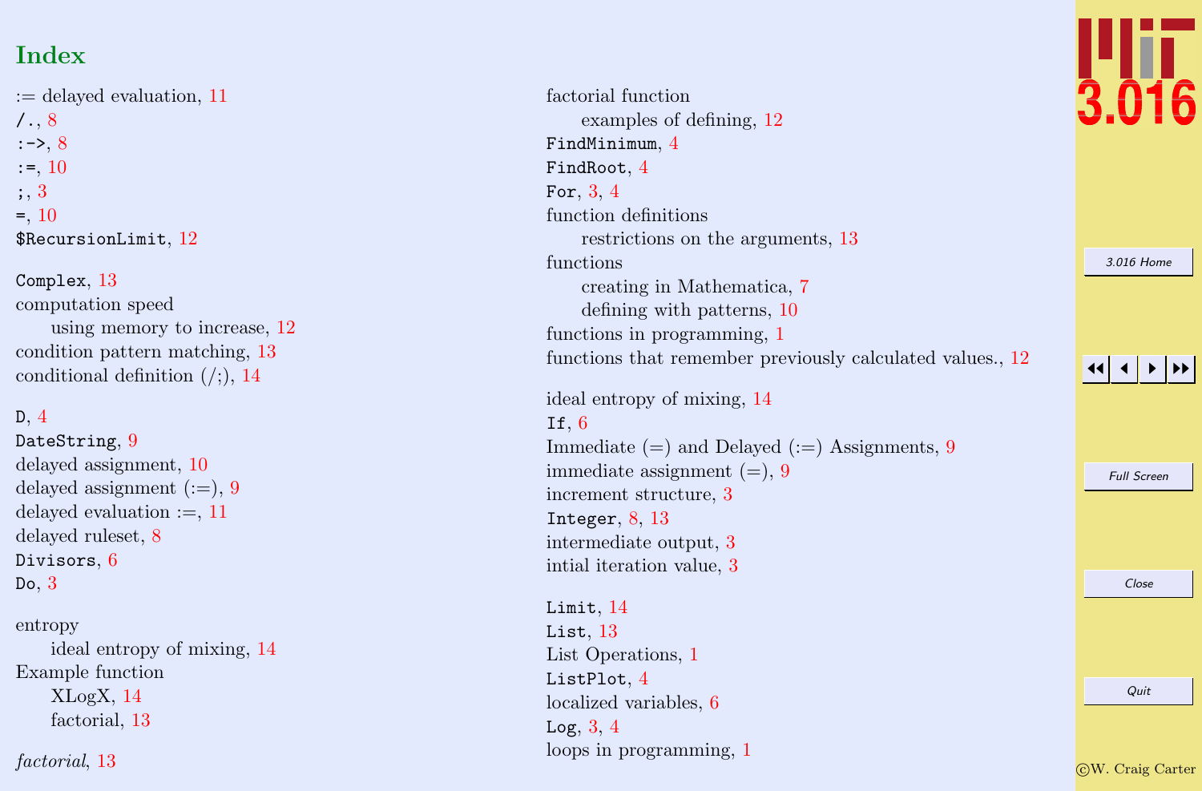# Index

:= delayed evaluation, 11
/., 8
:->, 8
:=, 10
;, 3
=, 10
$RecursionLimit, 12

Complex, 13
computation speed
  using memory to increase, 12
condition pattern matching, 13
conditional definition (/;), 14

D, 4
DateString, 9
delayed assignment, 10
delayed assignment (:=), 9
delayed evaluation :=, 11
delayed ruleset, 8
Divisors, 6
Do, 3

entropy
  ideal entropy of mixing, 14
Example function
  XLogX, 14
  factorial, 13

*factorial*, 13

factorial function
  examples of defining, 12
FindMinimum, 4
FindRoot, 4
For, 3, 4
function definitions
  restrictions on the arguments, 13
functions
  creating in Mathematica, 7
  defining with patterns, 10
functions in programming, 1
functions that remember previously calculated values., 12

ideal entropy of mixing, 14
If, 6
Immediate (=) and Delayed (:=) Assignments, 9
immediate assignment (=), 9
increment structure, 3
Integer, 8, 13
intermediate output, 3
intial iteration value, 3

Limit, 14
List, 13
List Operations, 1
ListPlot, 4
localized variables, 6
Log, 3, 4
loops in programming, 1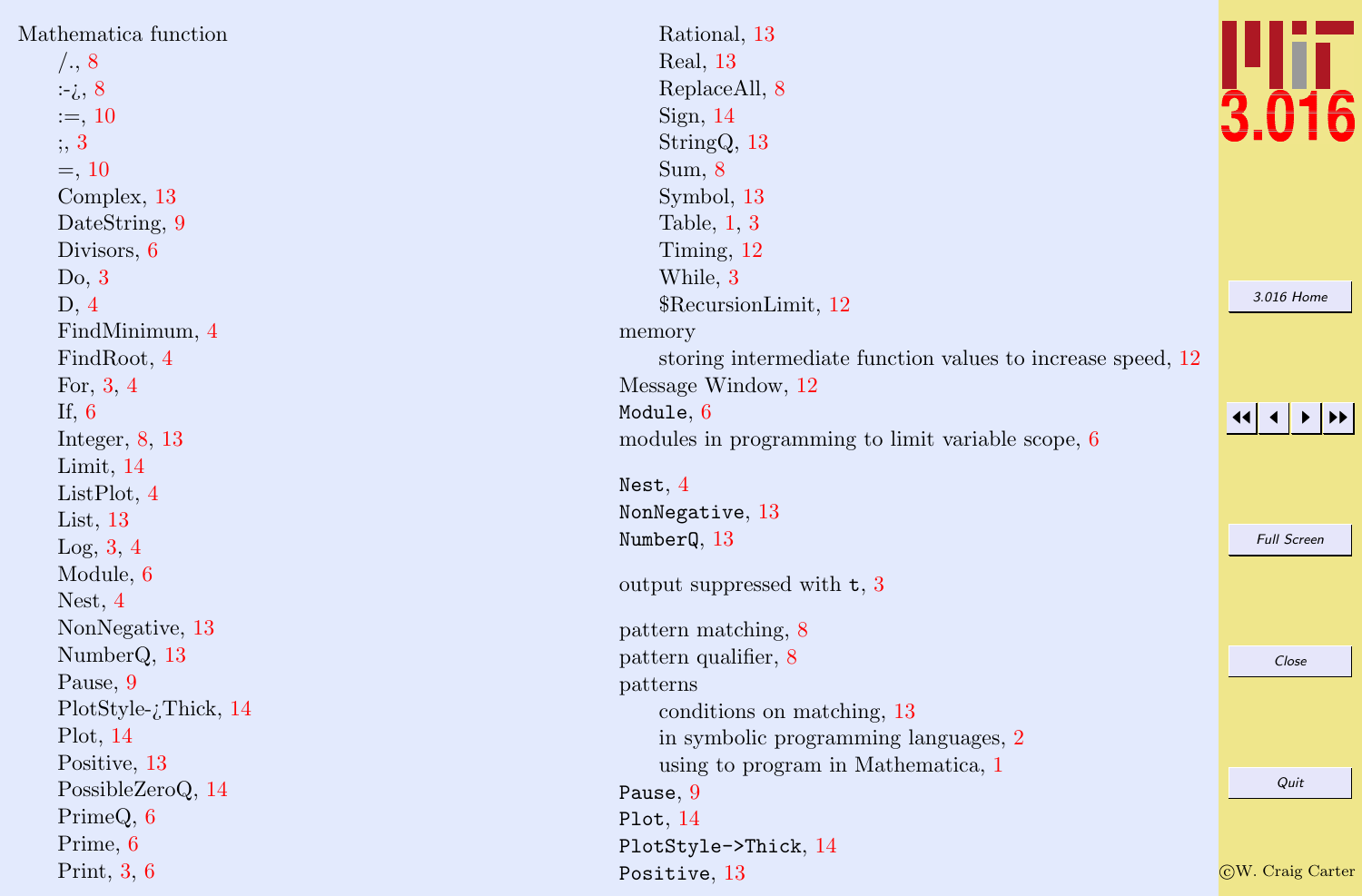Mathematica function

- /., 8
- :-¿, 8
- :=, 10
- ;, 3
- =, 10
- Complex, 13
- DateString, 9
- Divisors, 6
- Do, 3
- D, 4
- FindMinimum, 4
- FindRoot, 4
- For, 3, 4
- If, 6
- Integer, 8, 13
- Limit, 14
- ListPlot, 4
- List, 13
- Log, 3, 4
- Module, 6
- Nest, 4
- NonNegative, 13
- NumberQ, 13
- Pause, 9
- PlotStyle-¿Thick, 14
- Plot, 14
- Positive, 13
- PossibleZeroQ, 14
- PrimeQ, 6
- Prime, 6
- Print, 3, 6
- Rational, 13
- Real, 13
- ReplaceAll, 8
- Sign, 14
- StringQ, 13
- Sum, 8
- Symbol, 13
- Table, 1, 3
- Timing, 12
- While, 3
- $RecursionLimit, 12

memory

- storing intermediate function values to increase speed, 12

Message Window, 12

`Module`, 6

modules in programming to limit variable scope, 6

`Nest`, 4

`NonNegative`, 13

`NumberQ`, 13

output suppressed with `t`, 3

pattern matching, 8

pattern qualifier, 8

patterns

- conditions on matching, 13
- in symbolic programming languages, 2
- using to program in Mathematica, 1

`Pause`, 9

`Plot`, 14

`PlotStyle->Thick`, 14

`Positive`, 13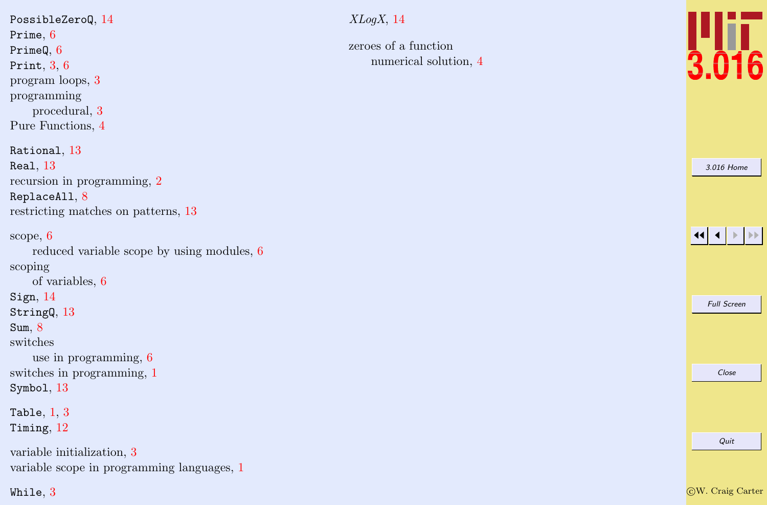`PossibleZeroQ`, 14
`Prime`, 6
`PrimeQ`, 6
`Print`, 3, 6
program loops, 3
programming
  procedural, 3
Pure Functions, 4

`Rational`, 13
`Real`, 13
recursion in programming, 2
`ReplaceAll`, 8
restricting matches on patterns, 13

scope, 6
  reduced variable scope by using modules, 6
scoping
  of variables, 6
`Sign`, 14
`StringQ`, 13
`Sum`, 8
switches
  use in programming, 6
switches in programming, 1
`Symbol`, 13

`Table`, 1, 3
`Timing`, 12

variable initialization, 3
variable scope in programming languages, 1

`While`, 3

*XLogX*, 14

zeroes of a function
  numerical solution, 4